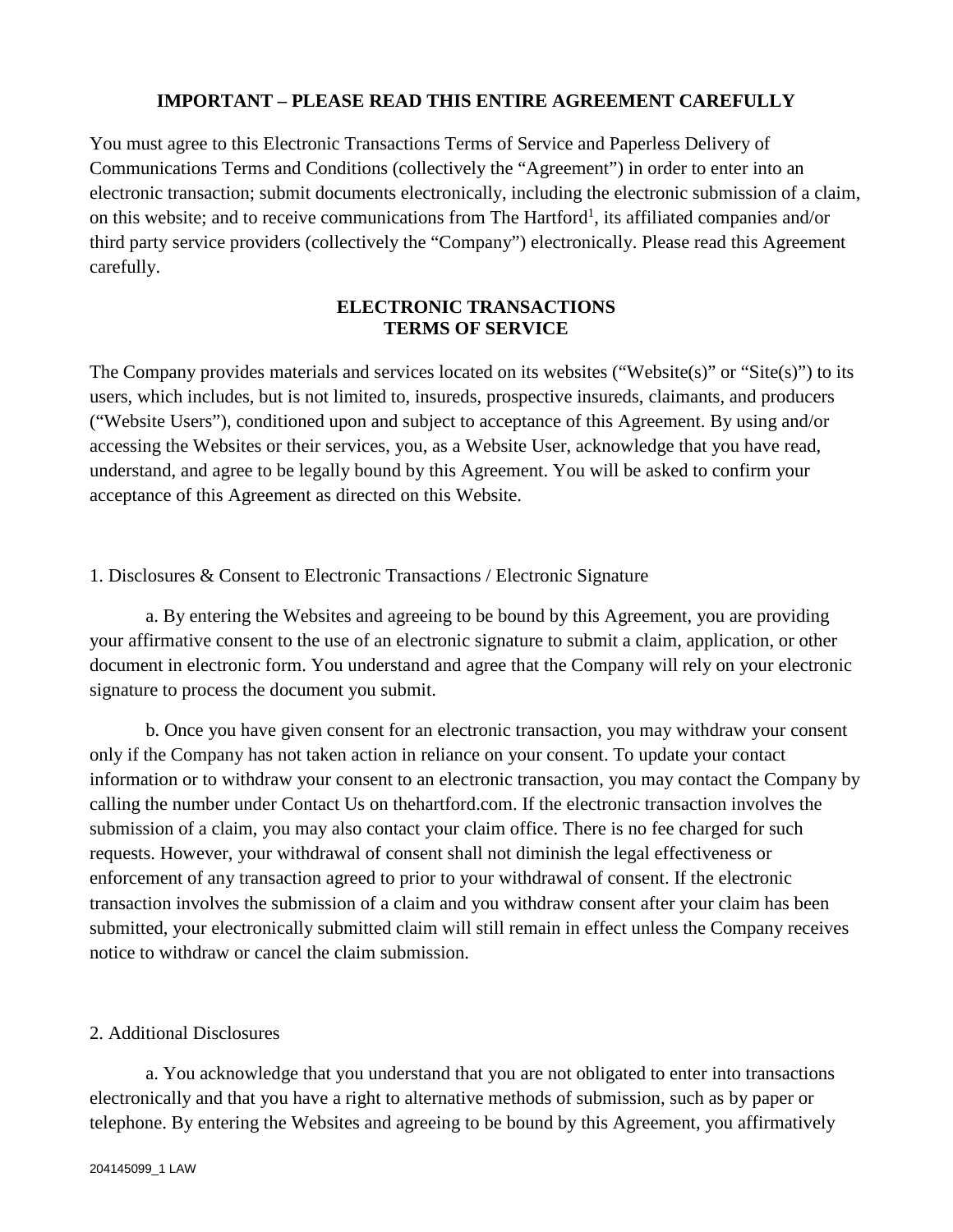**IMPORTANT – PLEASE READ THIS ENTIRE AGREEMENT CAREFULLY**

You must agree to this Electronic Transactions Terms of Service and Paperless Delivery of Communications Terms and Conditions (collectively the "Agreement") in order to enter into an electronic transaction; submit documents electronically, including the electronic submission of a claim, on this website; and to receive communications from The Hartford[1], its affiliated companies and/or third party service providers (collectively the "Company") electronically. Please read this Agreement carefully.

## ELECTRONIC TRANSACTIONS TERMS OF SERVICE

The Company provides materials and services located on its websites ("Website(s)" or "Site(s)") to its users, which includes, but is not limited to, insureds, prospective insureds, claimants, and producers ("Website Users"), conditioned upon and subject to acceptance of this Agreement. By using and/or accessing the Websites or their services, you, as a Website User, acknowledge that you have read, understand, and agree to be legally bound by this Agreement. You will be asked to confirm your acceptance of this Agreement as directed on this Website.

1. Disclosures & Consent to Electronic Transactions / Electronic Signature

a. By entering the Websites and agreeing to be bound by this Agreement, you are providing your affirmative consent to the use of an electronic signature to submit a claim, application, or other document in electronic form. You understand and agree that the Company will rely on your electronic signature to process the document you submit.

b. Once you have given consent for an electronic transaction, you may withdraw your consent only if the Company has not taken action in reliance on your consent. To update your contact information or to withdraw your consent to an electronic transaction, you may contact the Company by calling the number under Contact Us on thehartford.com. If the electronic transaction involves the submission of a claim, you may also contact your claim office. There is no fee charged for such requests. However, your withdrawal of consent shall not diminish the legal effectiveness or enforcement of any transaction agreed to prior to your withdrawal of consent. If the electronic transaction involves the submission of a claim and you withdraw consent after your claim has been submitted, your electronically submitted claim will still remain in effect unless the Company receives notice to withdraw or cancel the claim submission.

2. Additional Disclosures

a. You acknowledge that you understand that you are not obligated to enter into transactions electronically and that you have a right to alternative methods of submission, such as by paper or telephone. By entering the Websites and agreeing to be bound by this Agreement, you affirmatively

204145099_1 LAW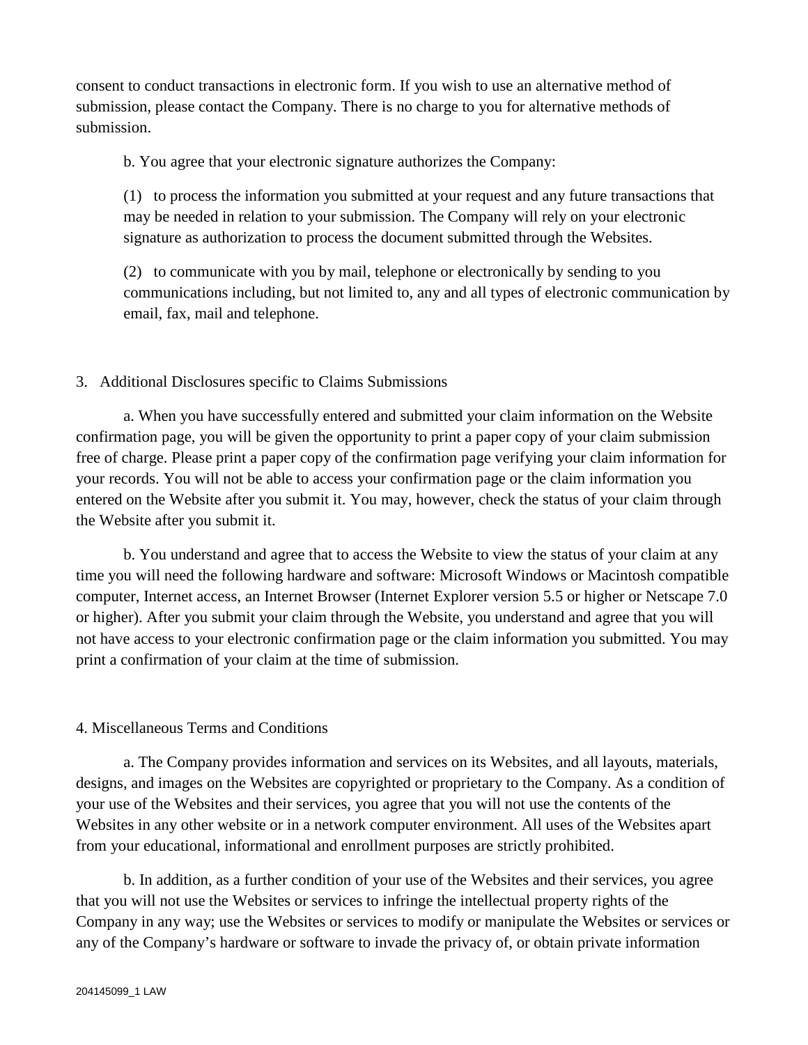consent to conduct transactions in electronic form. If you wish to use an alternative method of submission, please contact the Company. There is no charge to you for alternative methods of submission.

b. You agree that your electronic signature authorizes the Company:

(1) to process the information you submitted at your request and any future transactions that may be needed in relation to your submission. The Company will rely on your electronic signature as authorization to process the document submitted through the Websites.

(2) to communicate with you by mail, telephone or electronically by sending to you communications including, but not limited to, any and all types of electronic communication by email, fax, mail and telephone.

3. Additional Disclosures specific to Claims Submissions

a. When you have successfully entered and submitted your claim information on the Website confirmation page, you will be given the opportunity to print a paper copy of your claim submission free of charge. Please print a paper copy of the confirmation page verifying your claim information for your records. You will not be able to access your confirmation page or the claim information you entered on the Website after you submit it. You may, however, check the status of your claim through the Website after you submit it.

b. You understand and agree that to access the Website to view the status of your claim at any time you will need the following hardware and software: Microsoft Windows or Macintosh compatible computer, Internet access, an Internet Browser (Internet Explorer version 5.5 or higher or Netscape 7.0 or higher). After you submit your claim through the Website, you understand and agree that you will not have access to your electronic confirmation page or the claim information you submitted. You may print a confirmation of your claim at the time of submission.

4. Miscellaneous Terms and Conditions

a. The Company provides information and services on its Websites, and all layouts, materials, designs, and images on the Websites are copyrighted or proprietary to the Company. As a condition of your use of the Websites and their services, you agree that you will not use the contents of the Websites in any other website or in a network computer environment. All uses of the Websites apart from your educational, informational and enrollment purposes are strictly prohibited.

b. In addition, as a further condition of your use of the Websites and their services, you agree that you will not use the Websites or services to infringe the intellectual property rights of the Company in any way; use the Websites or services to modify or manipulate the Websites or services or any of the Company's hardware or software to invade the privacy of, or obtain private information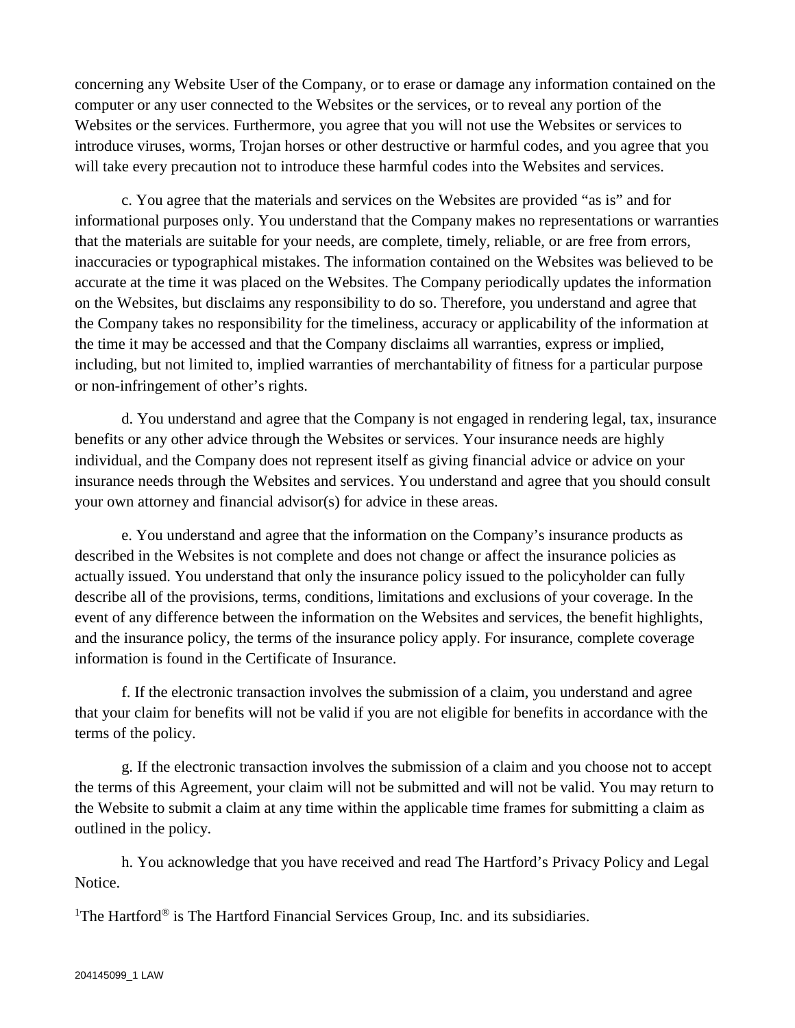concerning any Website User of the Company, or to erase or damage any information contained on the computer or any user connected to the Websites or the services, or to reveal any portion of the Websites or the services. Furthermore, you agree that you will not use the Websites or services to introduce viruses, worms, Trojan horses or other destructive or harmful codes, and you agree that you will take every precaution not to introduce these harmful codes into the Websites and services.

c. You agree that the materials and services on the Websites are provided "as is" and for informational purposes only. You understand that the Company makes no representations or warranties that the materials are suitable for your needs, are complete, timely, reliable, or are free from errors, inaccuracies or typographical mistakes. The information contained on the Websites was believed to be accurate at the time it was placed on the Websites. The Company periodically updates the information on the Websites, but disclaims any responsibility to do so. Therefore, you understand and agree that the Company takes no responsibility for the timeliness, accuracy or applicability of the information at the time it may be accessed and that the Company disclaims all warranties, express or implied, including, but not limited to, implied warranties of merchantability of fitness for a particular purpose or non-infringement of other's rights.

d. You understand and agree that the Company is not engaged in rendering legal, tax, insurance benefits or any other advice through the Websites or services. Your insurance needs are highly individual, and the Company does not represent itself as giving financial advice or advice on your insurance needs through the Websites and services. You understand and agree that you should consult your own attorney and financial advisor(s) for advice in these areas.

e. You understand and agree that the information on the Company's insurance products as described in the Websites is not complete and does not change or affect the insurance policies as actually issued. You understand that only the insurance policy issued to the policyholder can fully describe all of the provisions, terms, conditions, limitations and exclusions of your coverage. In the event of any difference between the information on the Websites and services, the benefit highlights, and the insurance policy, the terms of the insurance policy apply. For insurance, complete coverage information is found in the Certificate of Insurance.

f. If the electronic transaction involves the submission of a claim, you understand and agree that your claim for benefits will not be valid if you are not eligible for benefits in accordance with the terms of the policy.

g. If the electronic transaction involves the submission of a claim and you choose not to accept the terms of this Agreement, your claim will not be submitted and will not be valid. You may return to the Website to submit a claim at any time within the applicable time frames for submitting a claim as outlined in the policy.

h. You acknowledge that you have received and read The Hartford's Privacy Policy and Legal Notice.

[1]The Hartford® is The Hartford Financial Services Group, Inc. and its subsidiaries.

204145099_1 LAW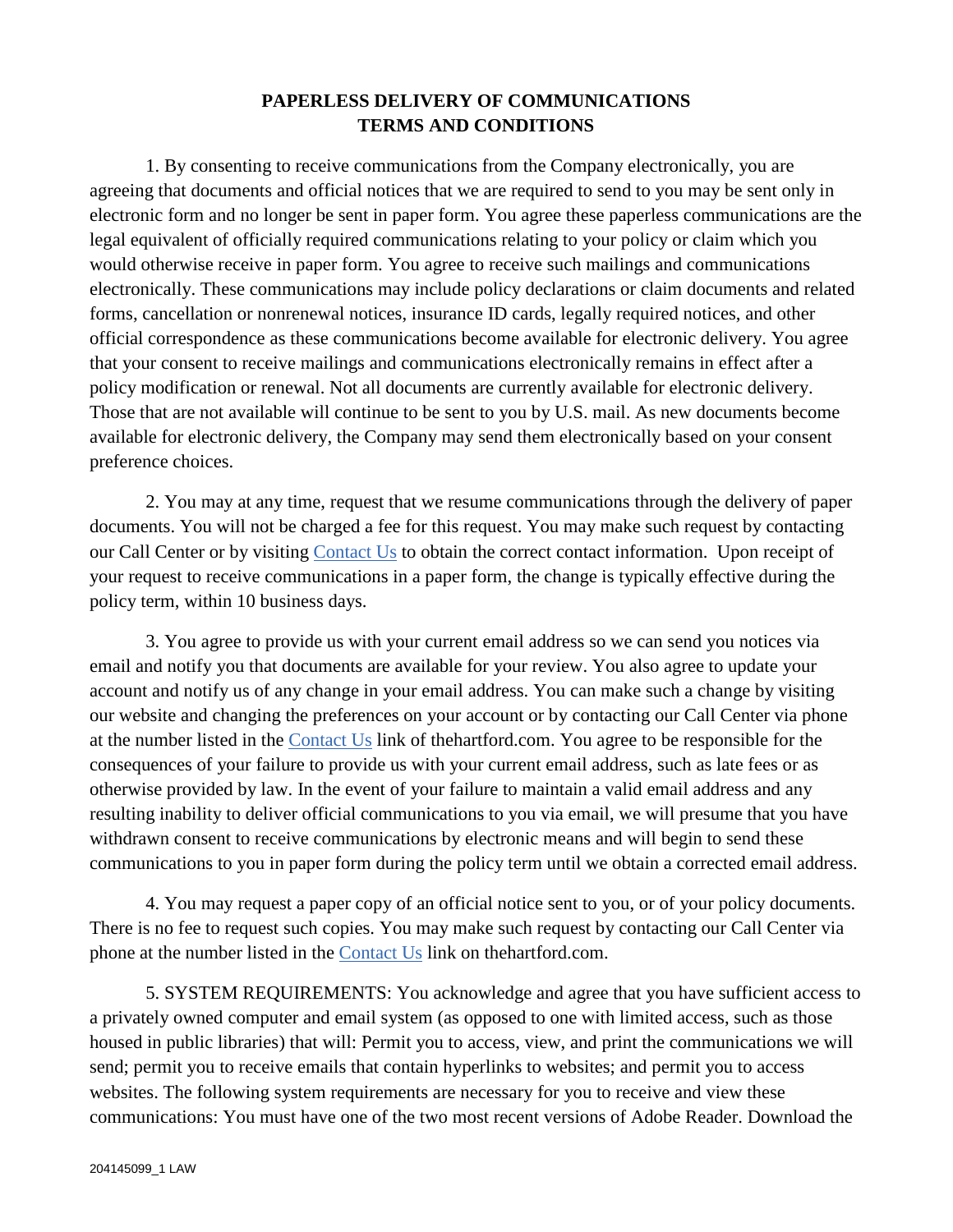# PAPERLESS DELIVERY OF COMMUNICATIONS TERMS AND CONDITIONS

1. By consenting to receive communications from the Company electronically, you are agreeing that documents and official notices that we are required to send to you may be sent only in electronic form and no longer be sent in paper form. You agree these paperless communications are the legal equivalent of officially required communications relating to your policy or claim which you would otherwise receive in paper form. You agree to receive such mailings and communications electronically. These communications may include policy declarations or claim documents and related forms, cancellation or nonrenewal notices, insurance ID cards, legally required notices, and other official correspondence as these communications become available for electronic delivery. You agree that your consent to receive mailings and communications electronically remains in effect after a policy modification or renewal. Not all documents are currently available for electronic delivery. Those that are not available will continue to be sent to you by U.S. mail. As new documents become available for electronic delivery, the Company may send them electronically based on your consent preference choices.

2. You may at any time, request that we resume communications through the delivery of paper documents. You will not be charged a fee for this request. You may make such request by contacting our Call Center or by visiting Contact Us to obtain the correct contact information. Upon receipt of your request to receive communications in a paper form, the change is typically effective during the policy term, within 10 business days.

3. You agree to provide us with your current email address so we can send you notices via email and notify you that documents are available for your review. You also agree to update your account and notify us of any change in your email address. You can make such a change by visiting our website and changing the preferences on your account or by contacting our Call Center via phone at the number listed in the Contact Us link of thehartford.com. You agree to be responsible for the consequences of your failure to provide us with your current email address, such as late fees or as otherwise provided by law. In the event of your failure to maintain a valid email address and any resulting inability to deliver official communications to you via email, we will presume that you have withdrawn consent to receive communications by electronic means and will begin to send these communications to you in paper form during the policy term until we obtain a corrected email address.

4. You may request a paper copy of an official notice sent to you, or of your policy documents. There is no fee to request such copies. You may make such request by contacting our Call Center via phone at the number listed in the Contact Us link on thehartford.com.

5. SYSTEM REQUIREMENTS: You acknowledge and agree that you have sufficient access to a privately owned computer and email system (as opposed to one with limited access, such as those housed in public libraries) that will: Permit you to access, view, and print the communications we will send; permit you to receive emails that contain hyperlinks to websites; and permit you to access websites. The following system requirements are necessary for you to receive and view these communications: You must have one of the two most recent versions of Adobe Reader. Download the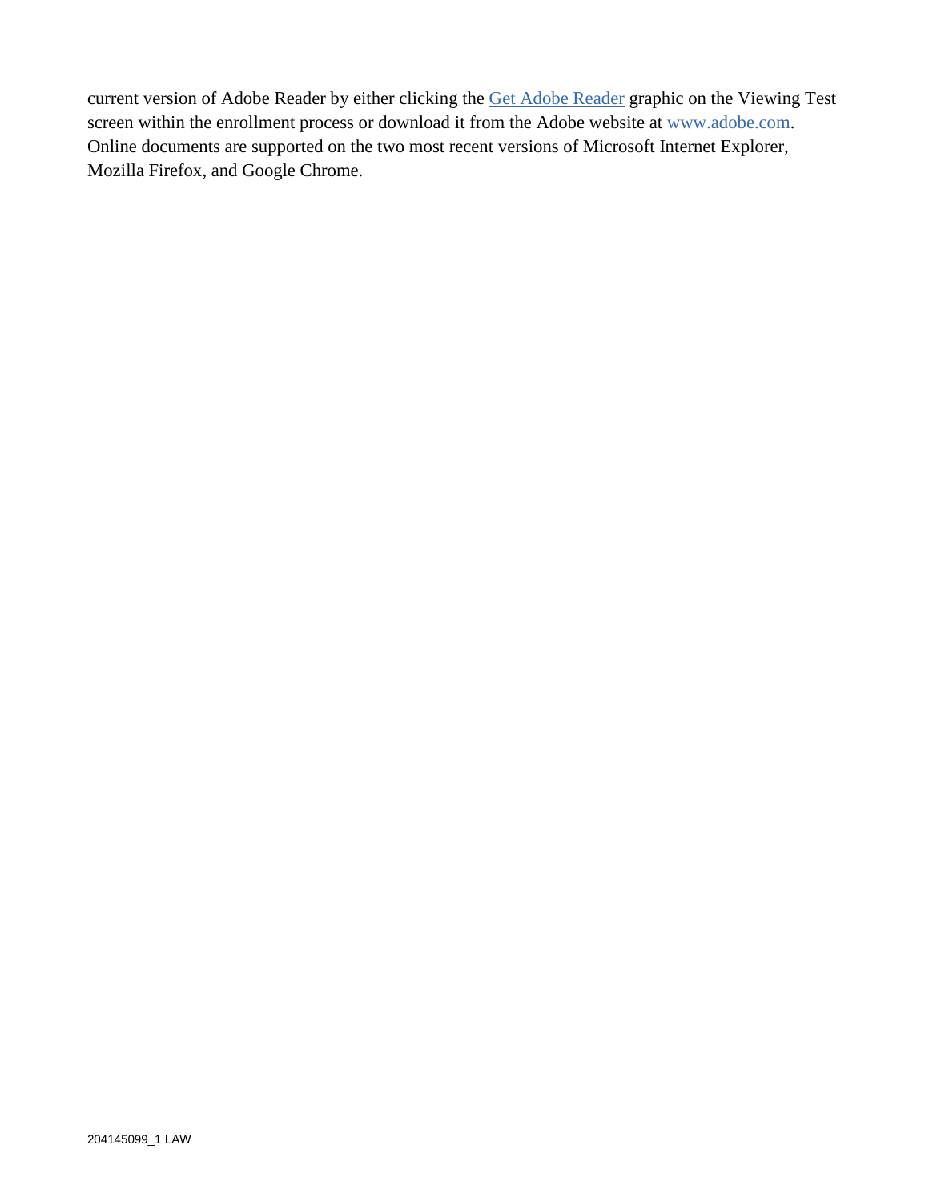current version of Adobe Reader by either clicking the Get Adobe Reader graphic on the Viewing Test screen within the enrollment process or download it from the Adobe website at www.adobe.com. Online documents are supported on the two most recent versions of Microsoft Internet Explorer, Mozilla Firefox, and Google Chrome.